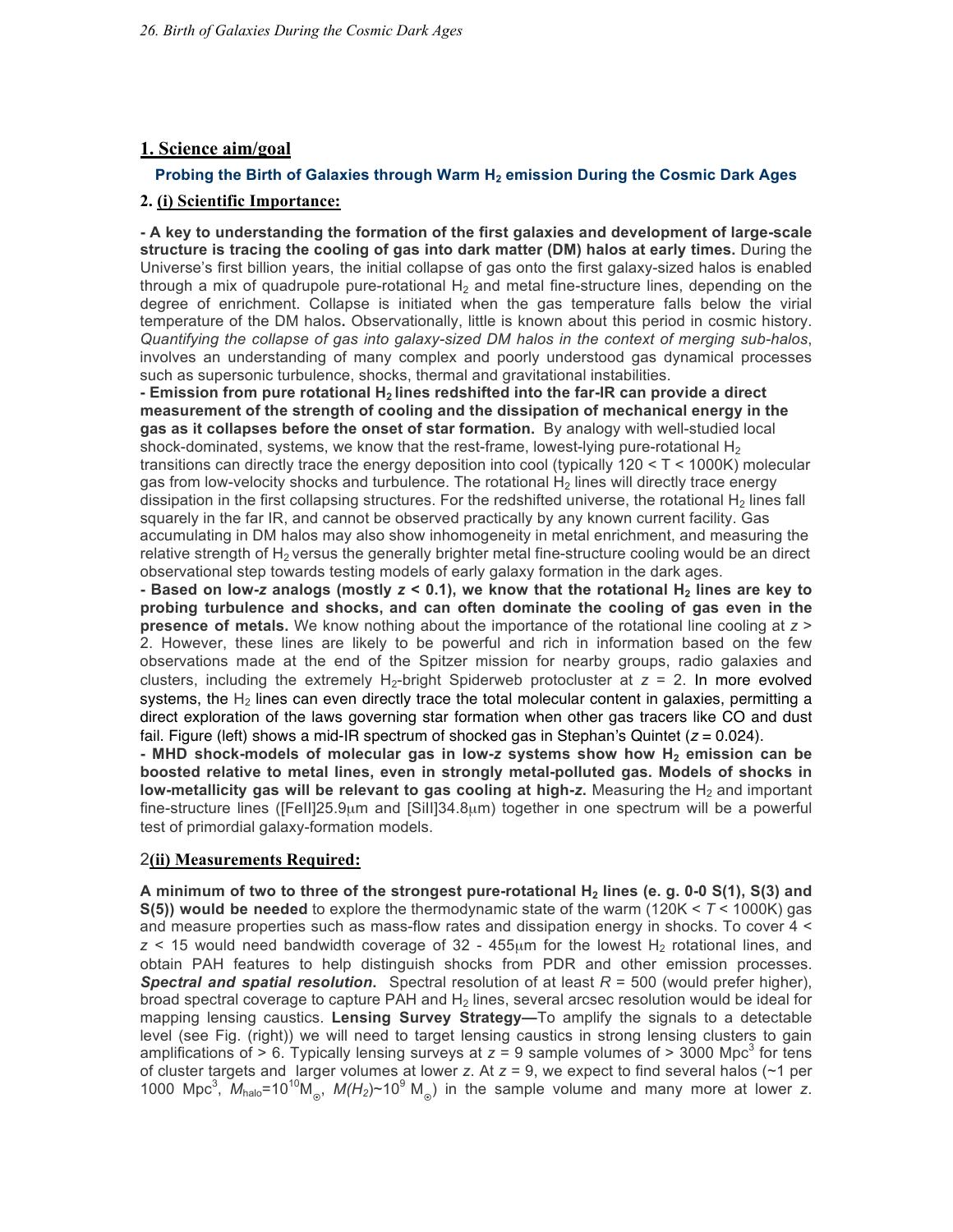## 1. Science aim/goal

### Probing the Birth of Galaxies through Warm $H_2$ emission During the Cosmic Dark Ages

## 2. (i) Scientific Importance:

**- A key to understanding the formation of the first galaxies and development of large-scale structure is tracing the cooling of gas into dark matter (DM) halos at early times.** During the Universe's first billion years, the initial collapse of gas onto the first galaxy-sized halos is enabled through a mix of quadrupole pure-rotational $H_2$ and metal fine-structure lines, depending on the degree of enrichment. Collapse is initiated when the gas temperature falls below the virial temperature of the DM halos**.** Observationally, little is known about this period in cosmic history. *Quantifying the collapse of gas into galaxy-sized DM halos in the context of merging sub-halos*, involves an understanding of many complex and poorly understood gas dynamical processes such as supersonic turbulence, shocks, thermal and gravitational instabilities.

**- Emission from pure rotational $H_2$ lines redshifted into the far-IR can provide a direct measurement of the strength of cooling and the dissipation of mechanical energy in the gas as it collapses before the onset of star formation.** By analogy with well-studied local shock-dominated, systems, we know that the rest-frame, lowest-lying pure-rotational $H_2$ transitions can directly trace the energy deposition into cool (typically 120 < T < 1000K) molecular gas from low-velocity shocks and turbulence. The rotational $H_2$ lines will directly trace energy dissipation in the first collapsing structures. For the redshifted universe, the rotational $H_2$ lines fall squarely in the far IR, and cannot be observed practically by any known current facility. Gas accumulating in DM halos may also show inhomogeneity in metal enrichment, and measuring the relative strength of $H_2$ versus the generally brighter metal fine-structure cooling would be an direct observational step towards testing models of early galaxy formation in the dark ages.

**- Based on low-*z* analogs (mostly *z* < 0.1), we know that the rotational $H_2$ lines are key to probing turbulence and shocks, and can often dominate the cooling of gas even in the presence of metals.** We know nothing about the importance of the rotational line cooling at $z > 2$. However, these lines are likely to be powerful and rich in information based on the few observations made at the end of the Spitzer mission for nearby groups, radio galaxies and clusters, including the extremely $H_2$-bright Spiderweb protocluster at $z = 2$. In more evolved systems, the $H_2$ lines can even directly trace the total molecular content in galaxies, permitting a direct exploration of the laws governing star formation when other gas tracers like CO and dust fail. Figure (left) shows a mid-IR spectrum of shocked gas in Stephan's Quintet ($z = 0.024$).

**- MHD shock-models of molecular gas in low-*z* systems show how $H_2$ emission can be boosted relative to metal lines, even in strongly metal-polluted gas. Models of shocks in low-metallicity gas will be relevant to gas cooling at high-z.** Measuring the $H_2$ and important fine-structure lines ([FeII]25.9μm and [SiII]34.8μm) together in one spectrum will be a powerful test of primordial galaxy-formation models.

## 2(ii) Measurements Required:

**A minimum of two to three of the strongest pure-rotational $H_2$ lines (e. g. 0-0 S(1), S(3) and S(5)) would be needed** to explore the thermodynamic state of the warm (120K < *T* < 1000K) gas and measure properties such as mass-flow rates and dissipation energy in shocks. To cover $4 < z < 15$ would need bandwidth coverage of 32 - 455μm for the lowest $H_2$ rotational lines, and obtain PAH features to help distinguish shocks from PDR and other emission processes. ***Spectral and spatial resolution*.** Spectral resolution of at least $R = 500$ (would prefer higher), broad spectral coverage to capture PAH and $H_2$ lines, several arcsec resolution would be ideal for mapping lensing caustics. **Lensing Survey Strategy—**To amplify the signals to a detectable level (see Fig. (right)) we will need to target lensing caustics in strong lensing clusters to gain amplifications of > 6. Typically lensing surveys at $z = 9$ sample volumes of > 3000 $Mpc^3$ for tens of cluster targets and larger volumes at lower *z*. At $z = 9$, we expect to find several halos (~1 per 1000 $Mpc^3$, $M_{halo}=10^{10}M_{\odot}$, $M(H_2)\sim10^9\ M_{\odot}$) in the sample volume and many more at lower *z*.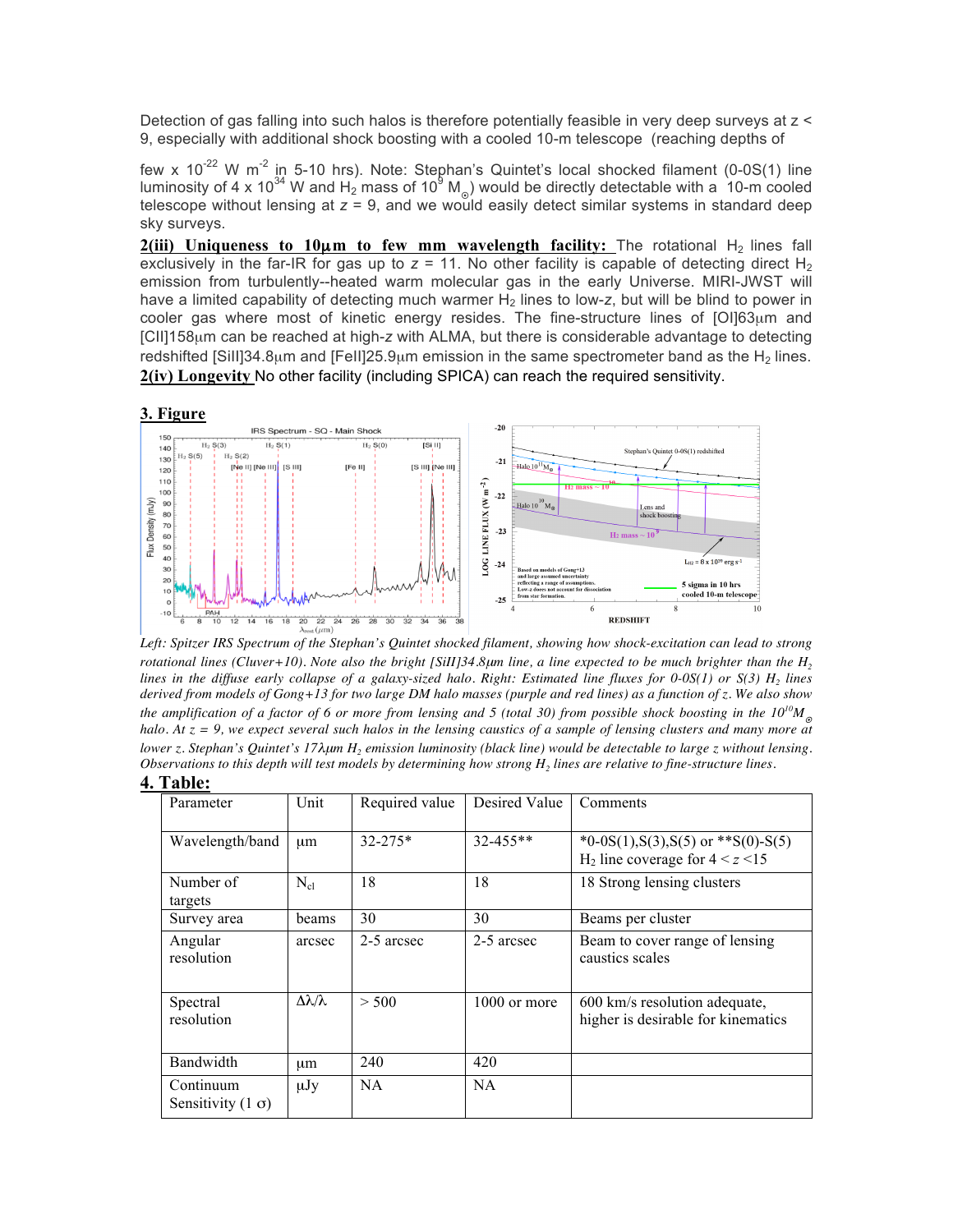Detection of gas falling into such halos is therefore potentially feasible in very deep surveys at z < 9, especially with additional shock boosting with a cooled 10-m telescope (reaching depths of few x $10^{-22}$ W $m^{-2}$ in 5-10 hrs). Note: Stephan's Quintet's local shocked filament (0-0S(1) line luminosity of 4 x $10^{34}$ W and $H_2$ mass of $10^9$ $M_\odot$) would be directly detectable with a 10-m cooled telescope without lensing at $z$ = 9, and we would easily detect similar systems in standard deep sky surveys.

**2(iii) Uniqueness to 10μm to few mm wavelength facility:** The rotational $H_2$ lines fall exclusively in the far-IR for gas up to $z$ = 11. No other facility is capable of detecting direct $H_2$ emission from turbulently--heated warm molecular gas in the early Universe. MIRI-JWST will have a limited capability of detecting much warmer $H_2$ lines to low-$z$, but will be blind to power in cooler gas where most of kinetic energy resides. The fine-structure lines of [OI]63μm and [CII]158μm can be reached at high-$z$ with ALMA, but there is considerable advantage to detecting redshifted [SiII]34.8μm and [FeII]25.9μm emission in the same spectrometer band as the $H_2$ lines.

**2(iv) Longevity** No other facility (including SPICA) can reach the required sensitivity.

## 3. Figure

*Left: Spitzer IRS Spectrum of the Stephan's Quintet shocked filament, showing how shock-excitation can lead to strong rotational lines (Cluver+10). Note also the bright [SiII]34.8μm line, a line expected to be much brighter than the $H_2$ lines in the diffuse early collapse of a galaxy-sized halo. Right: Estimated line fluxes for 0-0S(1) or S(3) $H_2$ lines derived from models of Gong+13 for two large DM halo masses (purple and red lines) as a function of z. We also show the amplification of a factor of 6 or more from lensing and 5 (total 30) from possible shock boosting in the $10^{10}M_\odot$ halo. At z = 9, we expect several such halos in the lensing caustics of a sample of lensing clusters and many more at lower z. Stephan's Quintet's 17λμm $H_2$ emission luminosity (black line) would be detectable to large z without lensing. Observations to this depth will test models by determining how strong $H_2$ lines are relative to fine-structure lines.*

## 4. Table:

| Parameter | Unit | Required value | Desired Value | Comments |
|---|---|---|---|---|
| Wavelength/band | μm | 32-275* | 32-455** | *0-0S(1),S(3),S(5) or **S(0)-S(5) $H_2$ line coverage for 4 < $z$ <15 |
| Number of targets | $N_{cl}$ | 18 | 18 | 18 Strong lensing clusters |
| Survey area | beams | 30 | 30 | Beams per cluster |
| Angular resolution | arcsec | 2-5 arcsec | 2-5 arcsec | Beam to cover range of lensing caustics scales |
| Spectral resolution | Δλ/λ | > 500 | 1000 or more | 600 km/s resolution adequate, higher is desirable for kinematics |
| Bandwidth | μm | 240 | 420 | |
| Continuum Sensitivity (1 σ) | μJy | NA | NA | |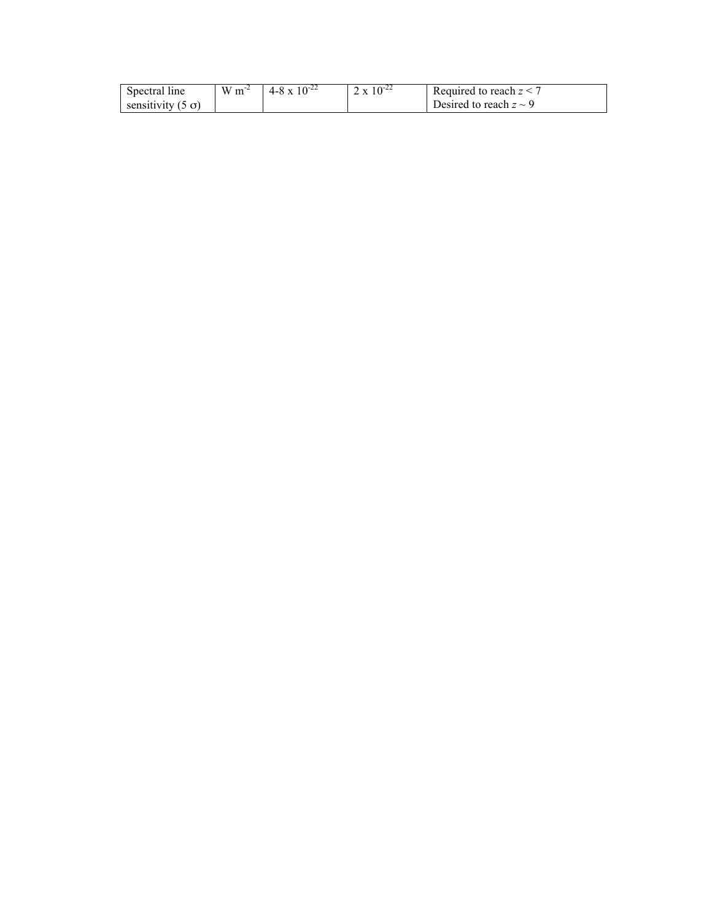| | | | | |
|---|---|---|---|---|
| Spectral line sensitivity (5 σ) | W m$^{-2}$ | 4-8 x 10$^{-22}$ | 2 x 10$^{-22}$ | Required to reach $z < 7$<br>Desired to reach $z \sim 9$ |